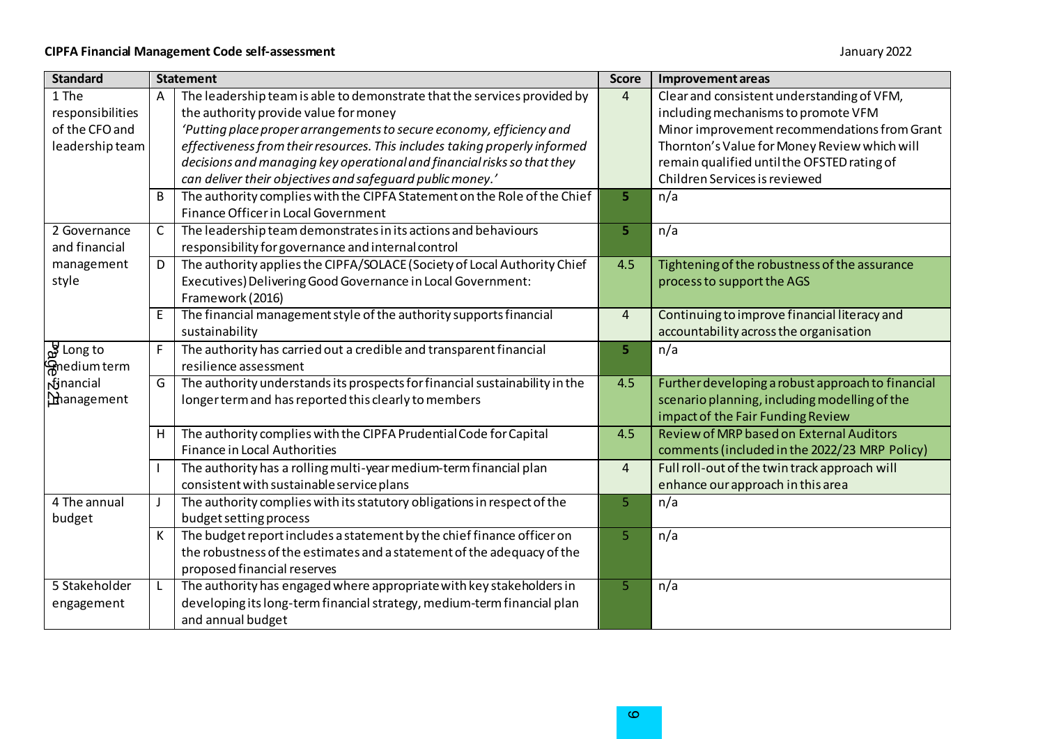**CIPFA Financial Management Code self-assessment** January 2022

| Standard | | Statement | Score | Improvement areas |
|---|---|---|---|---|
| 1 The responsibilities of the CFO and leadership team | A | The leadership team is able to demonstrate that the services provided by the authority provide value for money *'Putting place proper arrangements to secure economy, efficiency and effectiveness from their resources. This includes taking properly informed decisions and managing key operational and financial risks so that they can deliver their objectives and safeguard public money.'* | 4 | Clear and consistent understanding of VFM, including mechanisms to promote VFM Minor improvement recommendations from Grant Thornton's Value for Money Review which will remain qualified until the OFSTED rating of Children Services is reviewed |
| | B | The authority complies with the CIPFA Statement on the Role of the Chief Finance Officer in Local Government | 5 | n/a |
| 2 Governance and financial management style | C | The leadership team demonstrates in its actions and behaviours responsibility for governance and internal control | 5 | n/a |
| | D | The authority applies the CIPFA/SOLACE (Society of Local Authority Chief Executives) Delivering Good Governance in Local Government: Framework (2016) | 4.5 | Tightening of the robustness of the assurance process to support the AGS |
| | E | The financial management style of the authority supports financial sustainability | 4 | Continuing to improve financial literacy and accountability across the organisation |
| 3 Long to medium term financial management | F | The authority has carried out a credible and transparent financial resilience assessment | 5 | n/a |
| | G | The authority understands its prospects for financial sustainability in the longer term and has reported this clearly to members | 4.5 | Further developing a robust approach to financial scenario planning, including modelling of the impact of the Fair Funding Review |
| | H | The authority complies with the CIPFA Prudential Code for Capital Finance in Local Authorities | 4.5 | Review of MRP based on External Auditors comments (included in the 2022/23 MRP Policy) |
| | I | The authority has a rolling multi-year medium-term financial plan consistent with sustainable service plans | 4 | Full roll-out of the twin track approach will enhance our approach in this area |
| 4 The annual budget | J | The authority complies with its statutory obligations in respect of the budget setting process | 5 | n/a |
| | K | The budget report includes a statement by the chief finance officer on the robustness of the estimates and a statement of the adequacy of the proposed financial reserves | 5 | n/a |
| 5 Stakeholder engagement | L | The authority has engaged where appropriate with key stakeholders in developing its long-term financial strategy, medium-term financial plan and annual budget | 5 | n/a |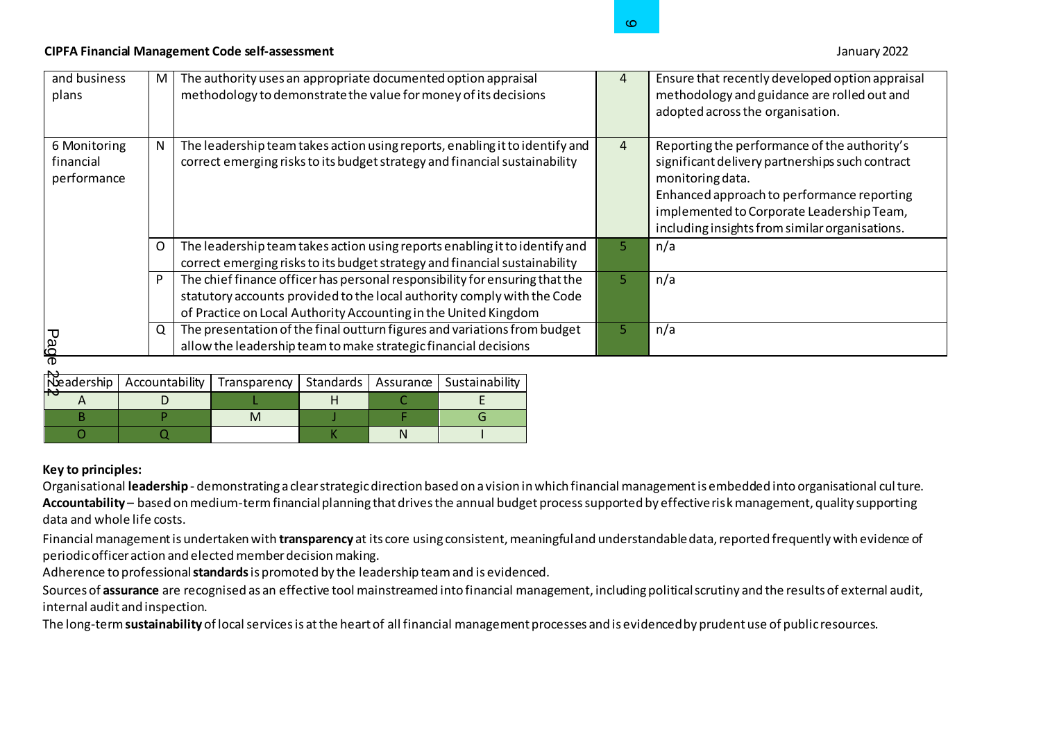| | | | | |
|---|---|---|---|---|
| and business plans | M | The authority uses an appropriate documented option appraisal methodology to demonstrate the value for money of its decisions | 4 | Ensure that recently developed option appraisal methodology and guidance are rolled out and adopted across the organisation. |
| 6 Monitoring financial performance | N | The leadership team takes action using reports, enabling it to identify and correct emerging risks to its budget strategy and financial sustainability | 4 | Reporting the performance of the authority's significant delivery partnerships such contract monitoring data.<br>Enhanced approach to performance reporting implemented to Corporate Leadership Team, including insights from similar organisations. |
| | O | The leadership team takes action using reports enabling it to identify and correct emerging risks to its budget strategy and financial sustainability | 5 | n/a |
| | P | The chief finance officer has personal responsibility for ensuring that the statutory accounts provided to the local authority comply with the Code of Practice on Local Authority Accounting in the United Kingdom | 5 | n/a |
| | Q | The presentation of the final outturn figures and variations from budget allow the leadership team to make strategic financial decisions | 5 | n/a |

| Leadership | Accountability | Transparency | Standards | Assurance | Sustainability |
|---|---|---|---|---|---|
| A | D | L | H | C | E |
| B | P | M | J | F | G |
| O | Q | | K | N | I |

**Key to principles:**

Organisational **leadership** - demonstrating a clear strategic direction based on a vision in which financial management is embedded into organisational culture.
**Accountability** – based on medium-term financial planning that drives the annual budget process supported by effective risk management, quality supporting data and whole life costs.

Financial management is undertaken with **transparency** at its core using consistent, meaningful and understandable data, reported frequently with evidence of periodic officer action and elected member decision making.

Adherence to professional **standards** is promoted by the leadership team and is evidenced.

Sources of **assurance** are recognised as an effective tool mainstreamed into financial management, including political scrutiny and the results of external audit, internal audit and inspection.

The long-term **sustainability** of local services is at the heart of all financial management processes and is evidenced by prudent use of public resources.